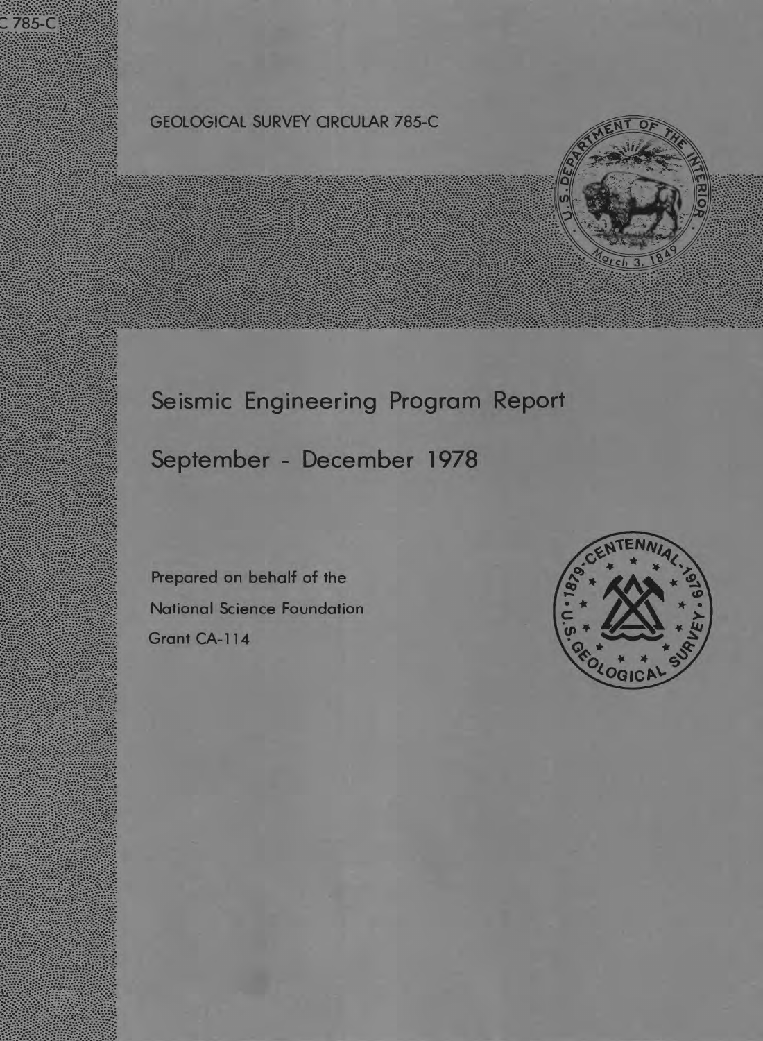C 785-C

GEOLOGICAL SURVEY CIRCULAR 785-C

# Seismic Engineering Program Report

## September - December 1978

Prepared on behalf of the
National Science Foundation
Grant CA-114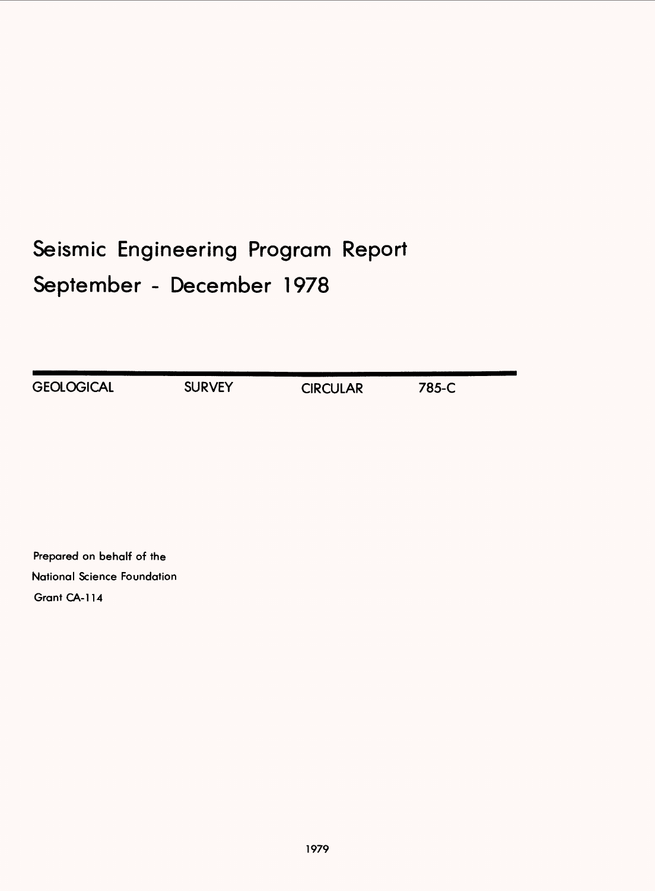# Seismic Engineering Program Report
# September - December 1978

GEOLOGICAL SURVEY CIRCULAR 785-C

Prepared on behalf of the
National Science Foundation
Grant CA-114

1979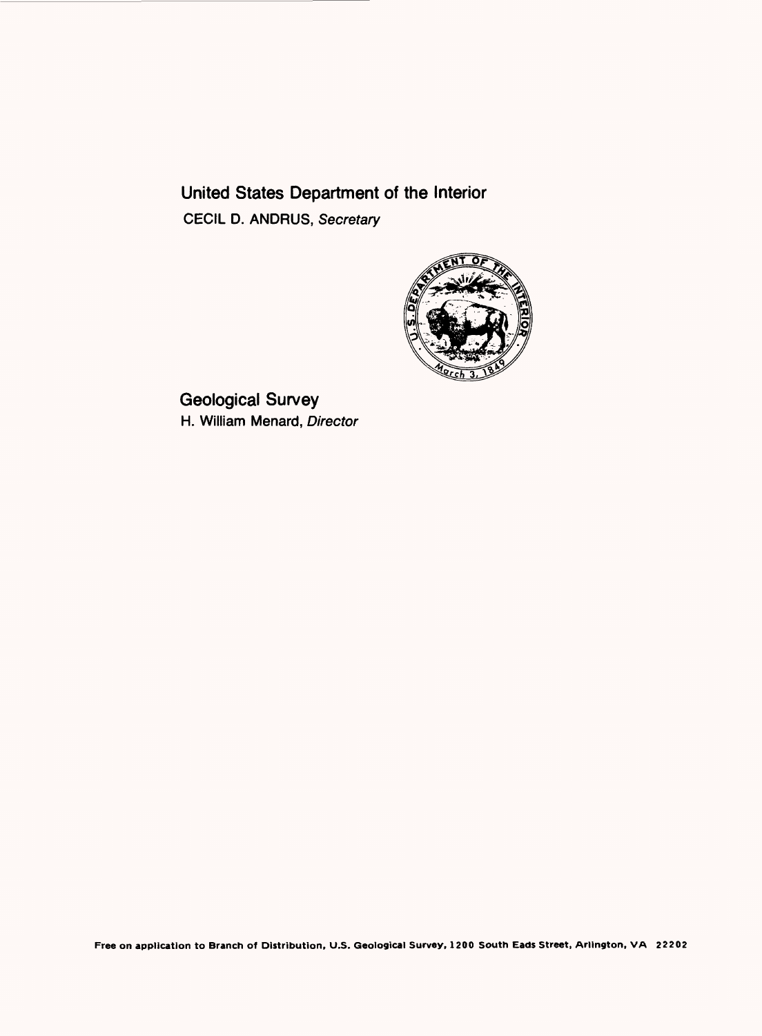United States Department of the Interior

CECIL D. ANDRUS, *Secretary*

Geological Survey

H. William Menard, *Director*

Free on application to Branch of Distribution, U.S. Geological Survey, 1200 South Eads Street, Arlington, VA 22202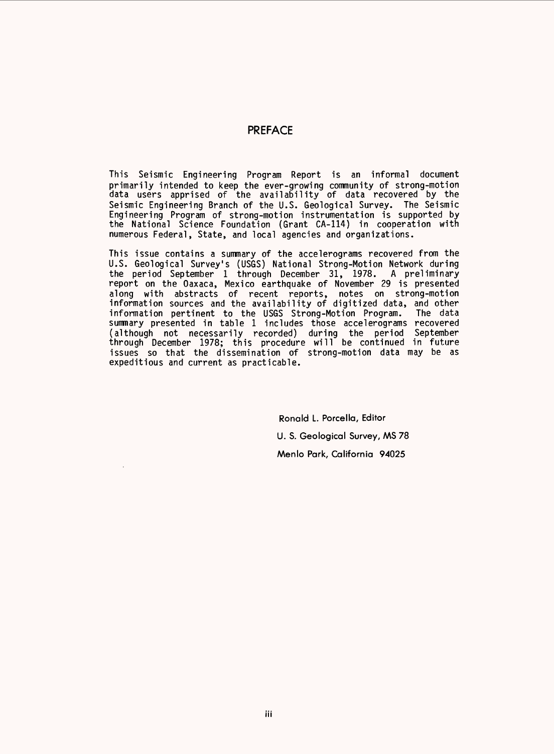# PREFACE

This Seismic Engineering Program Report is an informal document primarily intended to keep the ever-growing community of strong-motion data users apprised of the availability of data recovered by the Seismic Engineering Branch of the U.S. Geological Survey. The Seismic Engineering Program of strong-motion instrumentation is supported by the National Science Foundation (Grant CA-114) in cooperation with numerous Federal, State, and local agencies and organizations.

This issue contains a summary of the accelerograms recovered from the U.S. Geological Survey's (USGS) National Strong-Motion Network during the period September 1 through December 31, 1978. A preliminary report on the Oaxaca, Mexico earthquake of November 29 is presented along with abstracts of recent reports, notes on strong-motion information sources and the availability of digitized data, and other information pertinent to the USGS Strong-Motion Program. The data summary presented in table 1 includes those accelerograms recovered (although not necessarily recorded) during the period September through December 1978; this procedure will be continued in future issues so that the dissemination of strong-motion data may be as expeditious and current as practicable.

Ronald L. Porcella, Editor
U. S. Geological Survey, MS 78
Menlo Park, California 94025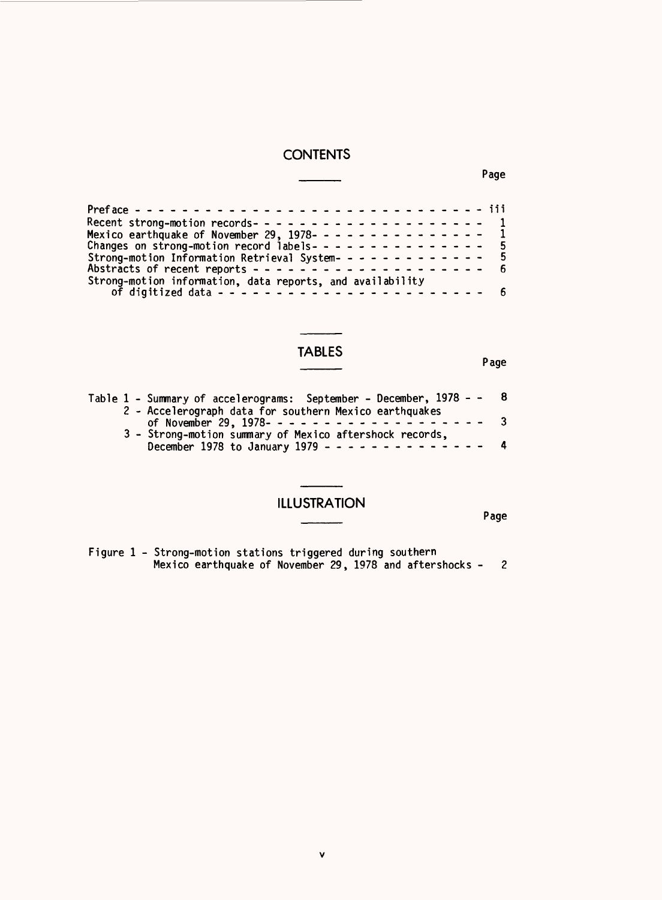## CONTENTS

| | Page |
|---|---|
| Preface | iii |
| Recent strong-motion records | 1 |
| Mexico earthquake of November 29, 1978 | 1 |
| Changes on strong-motion record labels | 5 |
| Strong-motion Information Retrieval System | 5 |
| Abstracts of recent reports | 6 |
| Strong-motion information, data reports, and availability of digitized data | 6 |

## TABLES

| | Page |
|---|---|
| Table 1 - Summary of accelerograms: September - December, 1978 | 8 |
| 2 - Accelerograph data for southern Mexico earthquakes of November 29, 1978 | 3 |
| 3 - Strong-motion summary of Mexico aftershock records, December 1978 to January 1979 | 4 |

## ILLUSTRATION

| | Page |
|---|---|
| Figure 1 - Strong-motion stations triggered during southern Mexico earthquake of November 29, 1978 and aftershocks | 2 |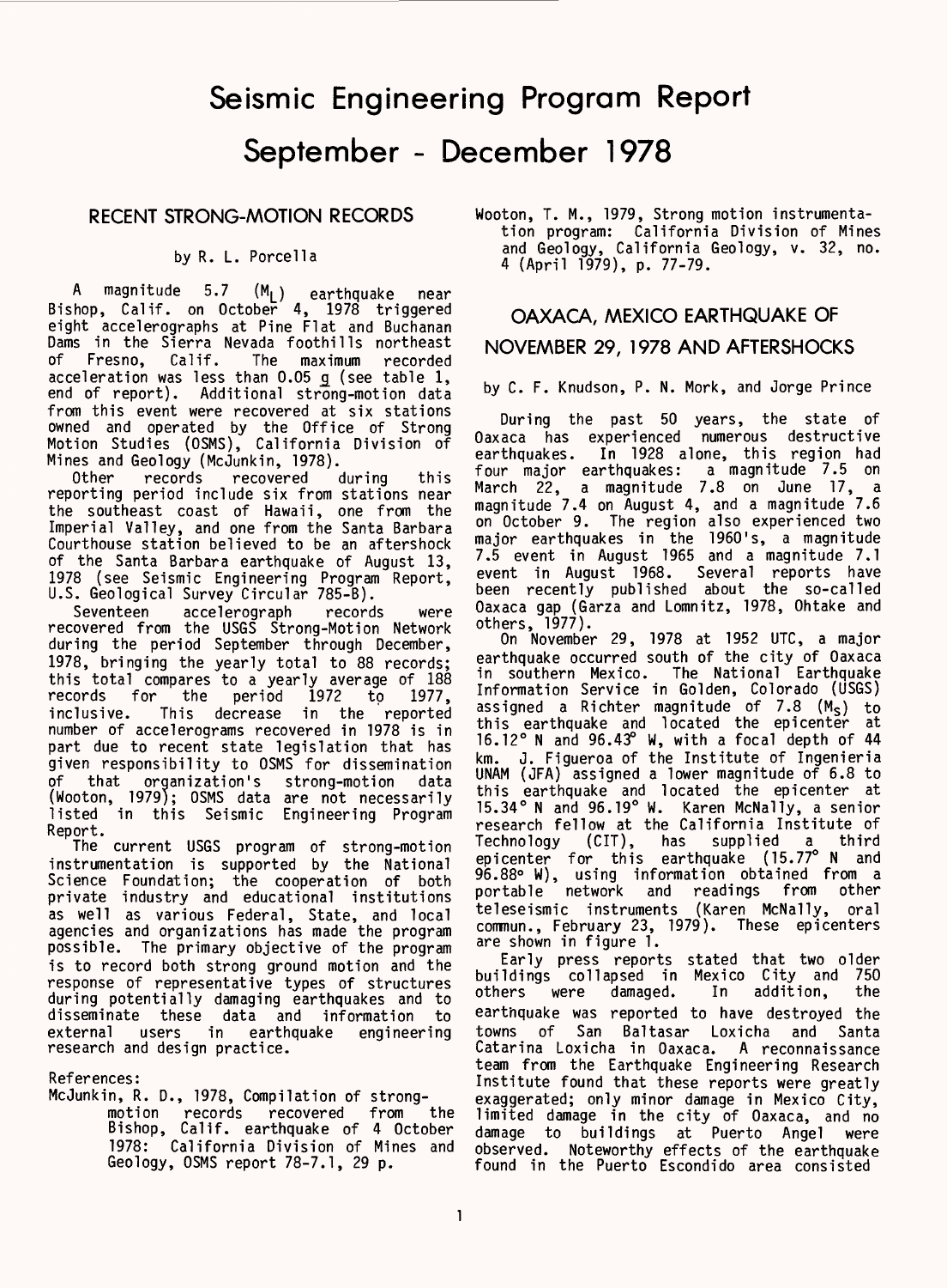# Seismic Engineering Program Report

# September - December 1978

## RECENT STRONG-MOTION RECORDS

by R. L. Porcella

A magnitude 5.7 ($M_L$) earthquake near Bishop, Calif. on October 4, 1978 triggered eight accelerographs at Pine Flat and Buchanan Dams in the Sierra Nevada foothills northeast of Fresno, Calif. The maximum recorded acceleration was less than 0.05 *g* (see table 1, end of report). Additional strong-motion data from this event were recovered at six stations owned and operated by the Office of Strong Motion Studies (OSMS), California Division of Mines and Geology (McJunkin, 1978).

Other records recovered during this reporting period include six from stations near the southeast coast of Hawaii, one from the Imperial Valley, and one from the Santa Barbara Courthouse station believed to be an aftershock of the Santa Barbara earthquake of August 13, 1978 (see Seismic Engineering Program Report, U.S. Geological Survey Circular 785-B).

Seventeen accelerograph records were recovered from the USGS Strong-Motion Network during the period September through December, 1978, bringing the yearly total to 88 records; this total compares to a yearly average of 188 records for the period 1972 to 1977, inclusive. This decrease in the reported number of accelerograms recovered in 1978 is in part due to recent state legislation that has given responsibility to OSMS for dissemination of that organization's strong-motion data (Wooton, 1979); OSMS data are not necessarily listed in this Seismic Engineering Program Report.

The current USGS program of strong-motion instrumentation is supported by the National Science Foundation; the cooperation of both private industry and educational institutions as well as various Federal, State, and local agencies and organizations has made the program possible. The primary objective of the program is to record both strong ground motion and the response of representative types of structures during potentially damaging earthquakes and to disseminate these data and information to external users in earthquake engineering research and design practice.

References:

McJunkin, R. D., 1978, Compilation of strong-motion records recovered from the Bishop, Calif. earthquake of 4 October 1978: California Division of Mines and Geology, OSMS report 78-7.1, 29 p.

Wooton, T. M., 1979, Strong motion instrumentation program: California Division of Mines and Geology, California Geology, v. 32, no. 4 (April 1979), p. 77-79.

## OAXACA, MEXICO EARTHQUAKE OF NOVEMBER 29, 1978 AND AFTERSHOCKS

by C. F. Knudson, P. N. Mork, and Jorge Prince

During the past 50 years, the state of Oaxaca has experienced numerous destructive earthquakes. In 1928 alone, this region had four major earthquakes: a magnitude 7.5 on March 22, a magnitude 7.8 on June 17, a magnitude 7.4 on August 4, and a magnitude 7.6 on October 9. The region also experienced two major earthquakes in the 1960's, a magnitude 7.5 event in August 1965 and a magnitude 7.1 event in August 1968. Several reports have been recently published about the so-called Oaxaca gap (Garza and Lomnitz, 1978, Ohtake and others, 1977).

On November 29, 1978 at 1952 UTC, a major earthquake occurred south of the city of Oaxaca in southern Mexico. The National Earthquake Information Service in Golden, Colorado (USGS) assigned a Richter magnitude of 7.8 ($M_S$) to this earthquake and located the epicenter at 16.12° N and 96.43° W, with a focal depth of 44 km. J. Figueroa of the Institute of Ingenieria UNAM (JFA) assigned a lower magnitude of 6.8 to this earthquake and located the epicenter at 15.34° N and 96.19° W. Karen McNally, a senior research fellow at the California Institute of Technology (CIT), has supplied a third epicenter for this earthquake (15.77° N and 96.88° W), using information obtained from a portable network and readings from other teleseismic instruments (Karen McNally, oral commun., February 23, 1979). These epicenters are shown in figure 1.

Early press reports stated that two older buildings collapsed in Mexico City and 750 others were damaged. In addition, the earthquake was reported to have destroyed the towns of San Baltasar Loxicha and Santa Catarina Loxicha in Oaxaca. A reconnaissance team from the Earthquake Engineering Research Institute found that these reports were greatly exaggerated; only minor damage in Mexico City, limited damage in the city of Oaxaca, and no damage to buildings at Puerto Angel were observed. Noteworthy effects of the earthquake found in the Puerto Escondido area consisted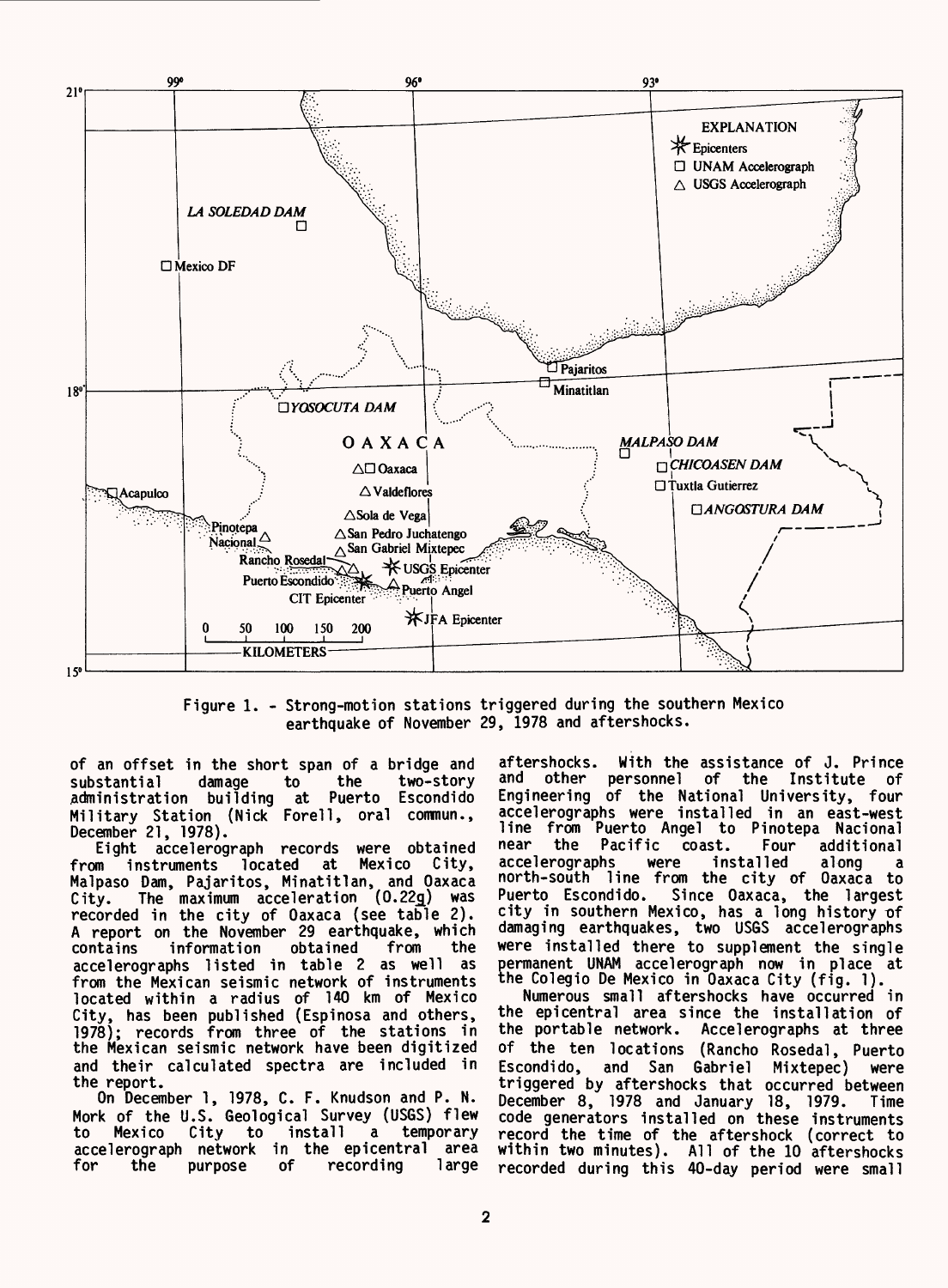Figure 1. - Strong-motion stations triggered during the southern Mexico earthquake of November 29, 1978 and aftershocks.

of an offset in the short span of a bridge and substantial damage to the two-story administration building at Puerto Escondido Military Station (Nick Forell, oral commun., December 21, 1978).

Eight accelerograph records were obtained from instruments located at Mexico City, Malpaso Dam, Pajaritos, Minatitlan, and Oaxaca City. The maximum acceleration (0.22g) was recorded in the city of Oaxaca (see table 2). A report on the November 29 earthquake, which contains information obtained from the accelerographs listed in table 2 as well as from the Mexican seismic network of instruments located within a radius of 140 km of Mexico City, has been published (Espinosa and others, 1978); records from three of the stations in the Mexican seismic network have been digitized and their calculated spectra are included in the report.

On December 1, 1978, C. F. Knudson and P. N. Mork of the U.S. Geological Survey (USGS) flew to Mexico City to install a temporary accelerograph network in the epicentral area for the purpose of recording large aftershocks. With the assistance of J. Prince and other personnel of the Institute of Engineering of the National University, four accelerographs were installed in an east-west line from Puerto Angel to Pinotepa Nacional near the Pacific coast. Four additional accelerographs were installed along a north-south line from the city of Oaxaca to Puerto Escondido. Since Oaxaca, the largest city in southern Mexico, has a long history of damaging earthquakes, two USGS accelerographs were installed there to supplement the single permanent UNAM accelerograph now in place at the Colegio De Mexico in Oaxaca City (fig. 1).

Numerous small aftershocks have occurred in the epicentral area since the installation of the portable network. Accelerographs at three of the ten locations (Rancho Rosedal, Puerto Escondido, and San Gabriel Mixtepec) were triggered by aftershocks that occurred between December 8, 1978 and January 18, 1979. Time code generators installed on these instruments record the time of the aftershock (correct to within two minutes). All of the 10 aftershocks recorded during this 40-day period were small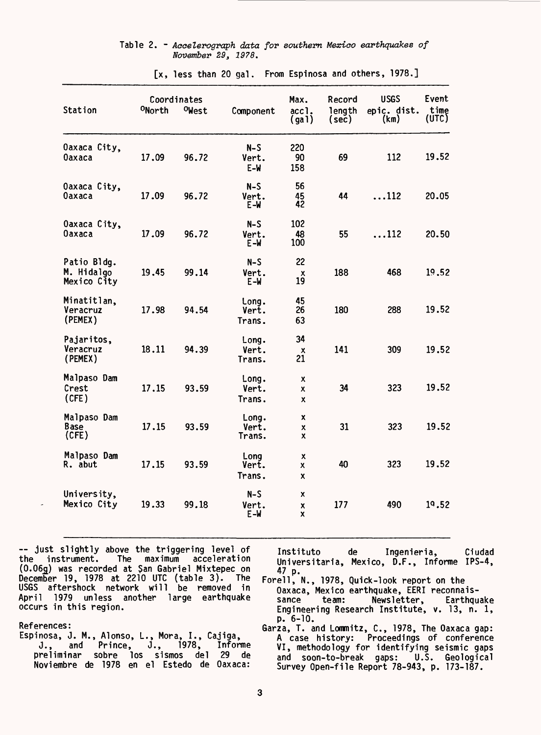Table 2. - *Accelerograph data for southern Mexico earthquakes of November 29, 1978.*

[x, less than 20 gal. From Espinosa and others, 1978.]

| Station | Coordinates °North | Coordinates °West | Component | Max. accl. (gal) | Record length (sec) | USGS epic. dist. (km) | Event time (UTC) |
|---|---|---|---|---|---|---|---|
| Oaxaca City, Oaxaca | 17.09 | 96.72 | N-S<br>Vert.<br>E-W | 220<br>90<br>158 | 69 | 112 | 19.52 |
| Oaxaca City, Oaxaca | 17.09 | 96.72 | N-S<br>Vert.<br>E-W | 56<br>45<br>42 | 44 | ...112 | 20.05 |
| Oaxaca City, Oaxaca | 17.09 | 96.72 | N-S<br>Vert.<br>E-W | 102<br>48<br>100 | 55 | ...112 | 20.50 |
| Patio Bldg. M. Hidalgo Mexico City | 19.45 | 99.14 | N-S<br>Vert.<br>E-W | 22<br>x<br>19 | 188 | 468 | 19.52 |
| Minatitlan, Veracruz (PEMEX) | 17.98 | 94.54 | Long.<br>Vert.<br>Trans. | 45<br>26<br>63 | 180 | 288 | 19.52 |
| Pajaritos, Veracruz (PEMEX) | 18.11 | 94.39 | Long.<br>Vert.<br>Trans. | 34<br>x<br>21 | 141 | 309 | 19.52 |
| Malpaso Dam Crest (CFE) | 17.15 | 93.59 | Long.<br>Vert.<br>Trans. | x<br>x<br>x | 34 | 323 | 19.52 |
| Malpaso Dam Base (CFE) | 17.15 | 93.59 | Long.<br>Vert.<br>Trans. | x<br>x<br>x | 31 | 323 | 19.52 |
| Malpaso Dam R. abut | 17.15 | 93.59 | Long<br>Vert.<br>Trans. | x<br>x<br>x | 40 | 323 | 19.52 |
| University, Mexico City | 19.33 | 99.18 | N-S<br>Vert.<br>E-W | x<br>x<br>x | 177 | 490 | 19.52 |

-- just slightly above the triggering level of the instrument. The maximum acceleration (0.06g) was recorded at San Gabriel Mixtepec on December 19, 1978 at 2210 UTC (table 3). The USGS aftershock network will be removed in April 1979 unless another large earthquake occurs in this region.

References:

Espinosa, J. M., Alonso, L., Mora, I., Cajiga, J., and Prince, J., 1978, Informe preliminar sobre los sismos del 29 de Noviembre de 1978 en el Estedo de Oaxaca: Instituto de Ingenieria, Ciudad Universitaria, Mexico, D.F., Informe IPS-4, 47 p.

Forell, N., 1978, Quick-look report on the Oaxaca, Mexico earthquake, EERI reconnaissance team: Newsletter, Earthquake Engineering Research Institute, v. 13, n. 1, p. 6-10.

Garza, T. and Lommitz, C., 1978, The Oaxaca gap: A case history: Proceedings of conference VI, methodology for identifying seismic gaps and soon-to-break gaps: U.S. Geological Survey Open-file Report 78-943, p. 173-187.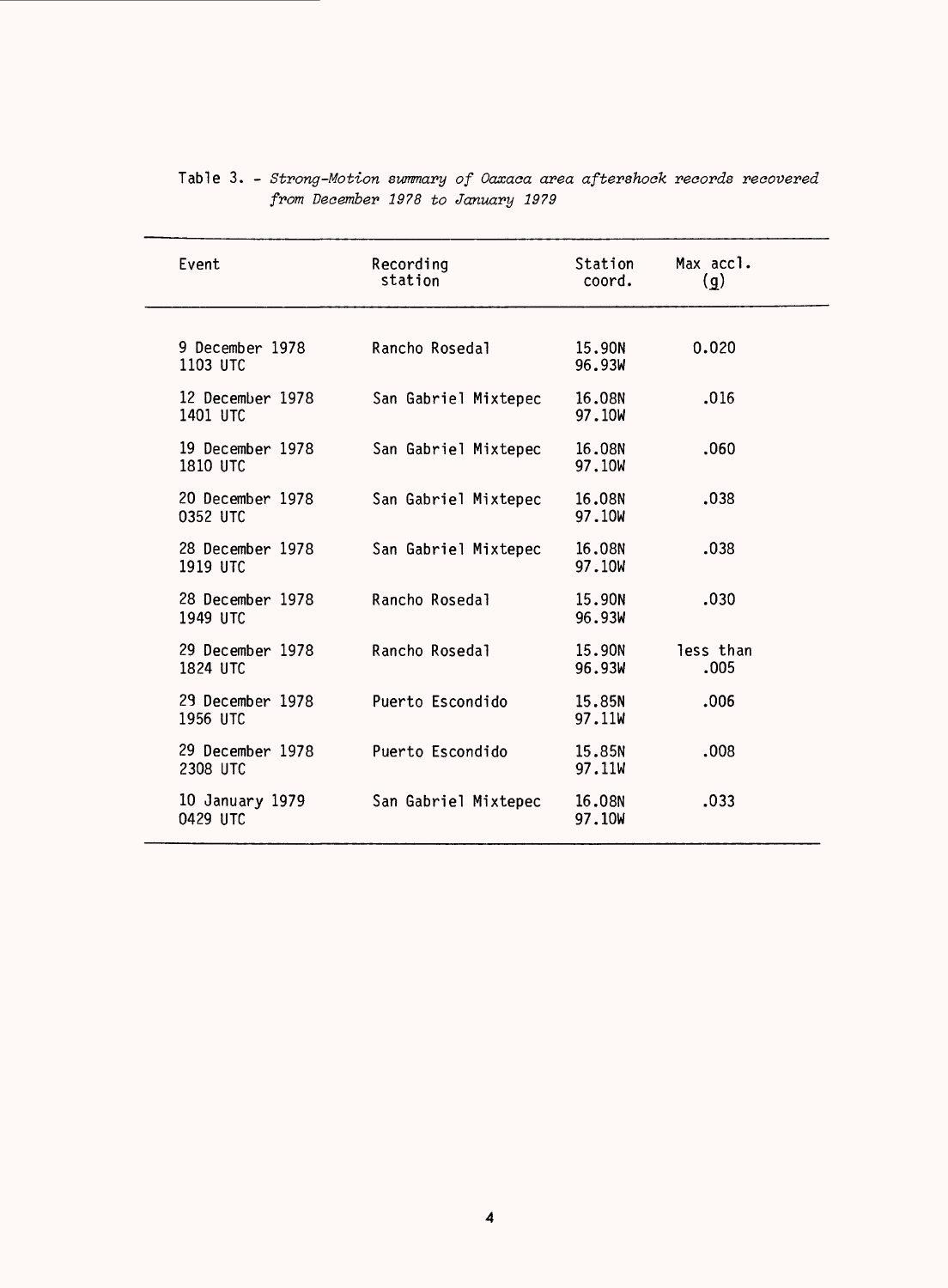Table 3. - *Strong-Motion summary of Oaxaca area aftershock records recovered from December 1978 to January 1979*

| Event | Recording station | Station coord. | Max accl. (g) |
|---|---|---|---|
| 9 December 1978 1103 UTC | Rancho Rosedal | 15.90N 96.93W | 0.020 |
| 12 December 1978 1401 UTC | San Gabriel Mixtepec | 16.08N 97.10W | .016 |
| 19 December 1978 1810 UTC | San Gabriel Mixtepec | 16.08N 97.10W | .060 |
| 20 December 1978 0352 UTC | San Gabriel Mixtepec | 16.08N 97.10W | .038 |
| 28 December 1978 1919 UTC | San Gabriel Mixtepec | 16.08N 97.10W | .038 |
| 28 December 1978 1949 UTC | Rancho Rosedal | 15.90N 96.93W | .030 |
| 29 December 1978 1824 UTC | Rancho Rosedal | 15.90N 96.93W | less than .005 |
| 29 December 1978 1956 UTC | Puerto Escondido | 15.85N 97.11W | .006 |
| 29 December 1978 2308 UTC | Puerto Escondido | 15.85N 97.11W | .008 |
| 10 January 1979 0429 UTC | San Gabriel Mixtepec | 16.08N 97.10W | .033 |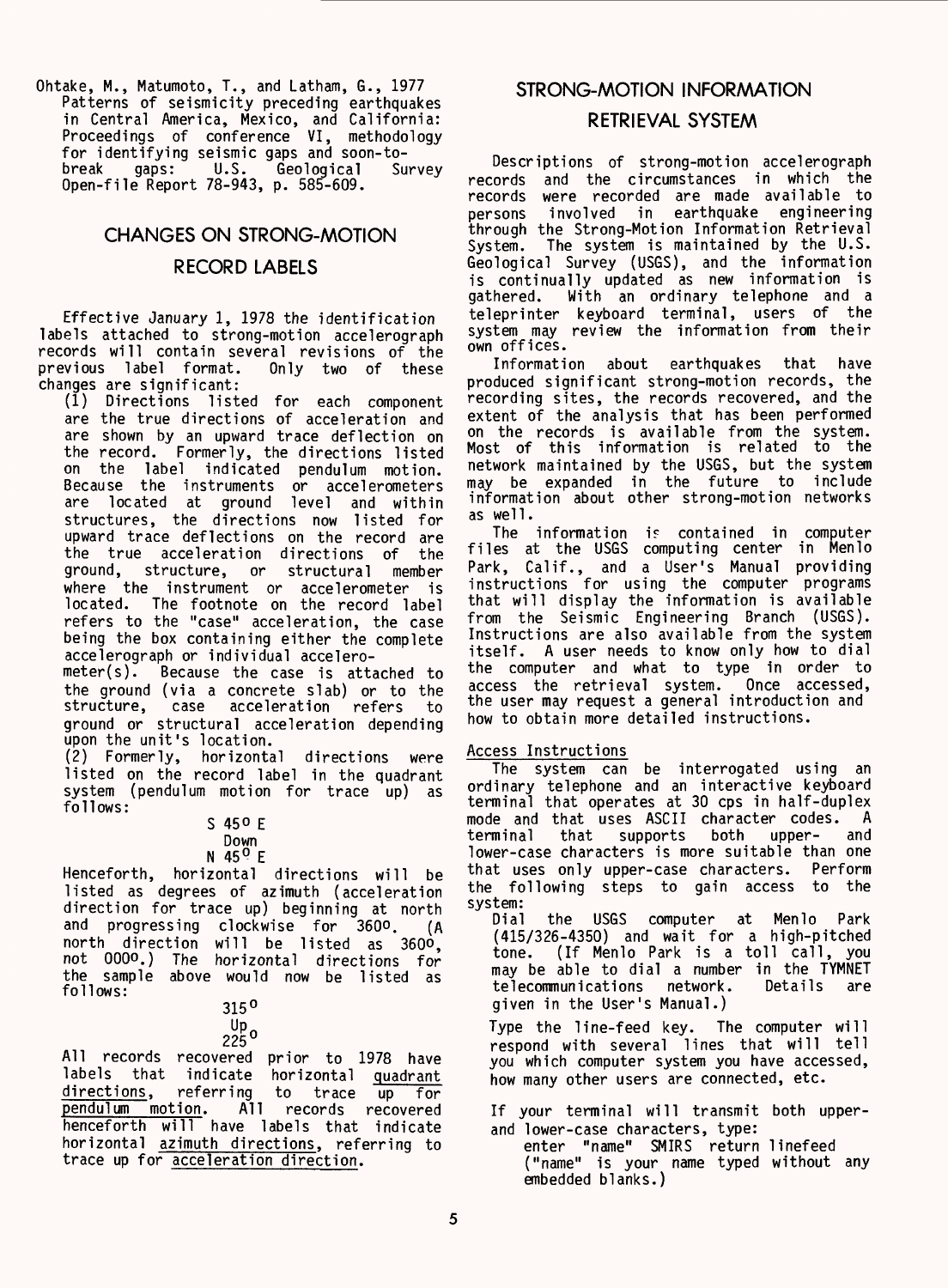Ohtake, M., Matumoto, T., and Latham, G., 1977 Patterns of seismicity preceding earthquakes in Central America, Mexico, and California: Proceedings of conference VI, methodology for identifying seismic gaps and soon-to-break gaps: U.S. Geological Survey Open-file Report 78-943, p. 585-609.

## CHANGES ON STRONG-MOTION RECORD LABELS

Effective January 1, 1978 the identification labels attached to strong-motion accelerograph records will contain several revisions of the previous label format. Only two of these changes are significant:

(1) Directions listed for each component are the true directions of acceleration and are shown by an upward trace deflection on the record. Formerly, the directions listed on the label indicated pendulum motion. Because the instruments or accelerometers are located at ground level and within structures, the directions now listed for upward trace deflections on the record are the true acceleration directions of the ground, structure, or structural member where the instrument or accelerometer is located. The footnote on the record label refers to the "case" acceleration, the case being the box containing either the complete accelerograph or individual accelerometer(s). Because the case is attached to the ground (via a concrete slab) or to the structure, case acceleration refers to ground or structural acceleration depending upon the unit's location.

(2) Formerly, horizontal directions were listed on the record label in the quadrant system (pendulum motion for trace up) as follows:

S 45° E
Down
N 45° E

Henceforth, horizontal directions will be listed as degrees of azimuth (acceleration direction for trace up) beginning at north and progressing clockwise for 360°. (A north direction will be listed as 360°, not 000°.) The horizontal directions for the sample above would now be listed as follows:

315°
Up
225°

All records recovered prior to 1978 have labels that indicate horizontal quadrant directions, referring to trace up for pendulum motion. All records recovered henceforth will have labels that indicate horizontal azimuth directions, referring to trace up for acceleration direction.

## STRONG-MOTION INFORMATION RETRIEVAL SYSTEM

Descriptions of strong-motion accelerograph records and the circumstances in which the records were recorded are made available to persons involved in earthquake engineering through the Strong-Motion Information Retrieval System. The system is maintained by the U.S. Geological Survey (USGS), and the information is continually updated as new information is gathered. With an ordinary telephone and a teleprinter keyboard terminal, users of the system may review the information from their own offices.

Information about earthquakes that have produced significant strong-motion records, the recording sites, the records recovered, and the extent of the analysis that has been performed on the records is available from the system. Most of this information is related to the network maintained by the USGS, but the system may be expanded in the future to include information about other strong-motion networks as well.

The information is contained in computer files at the USGS computing center in Menlo Park, Calif., and a User's Manual providing instructions for using the computer programs that will display the information is available from the Seismic Engineering Branch (USGS). Instructions are also available from the system itself. A user needs to know only how to dial the computer and what to type in order to access the retrieval system. Once accessed, the user may request a general introduction and how to obtain more detailed instructions.

### Access Instructions

The system can be interrogated using an ordinary telephone and an interactive keyboard terminal that operates at 30 cps in half-duplex mode and that uses ASCII character codes. A terminal that supports both upper- and lower-case characters is more suitable than one that uses only upper-case characters. Perform the following steps to gain access to the system:

Dial the USGS computer at Menlo Park (415/326-4350) and wait for a high-pitched tone. (If Menlo Park is a toll call, you may be able to dial a number in the TYMNET telecommunications network. Details are given in the User's Manual.)

Type the line-feed key. The computer will respond with several lines that will tell you which computer system you have accessed, how many other users are connected, etc.

If your terminal will transmit both upper- and lower-case characters, type:

enter "name" SMIRS return linefeed
("name" is your name typed without any embedded blanks.)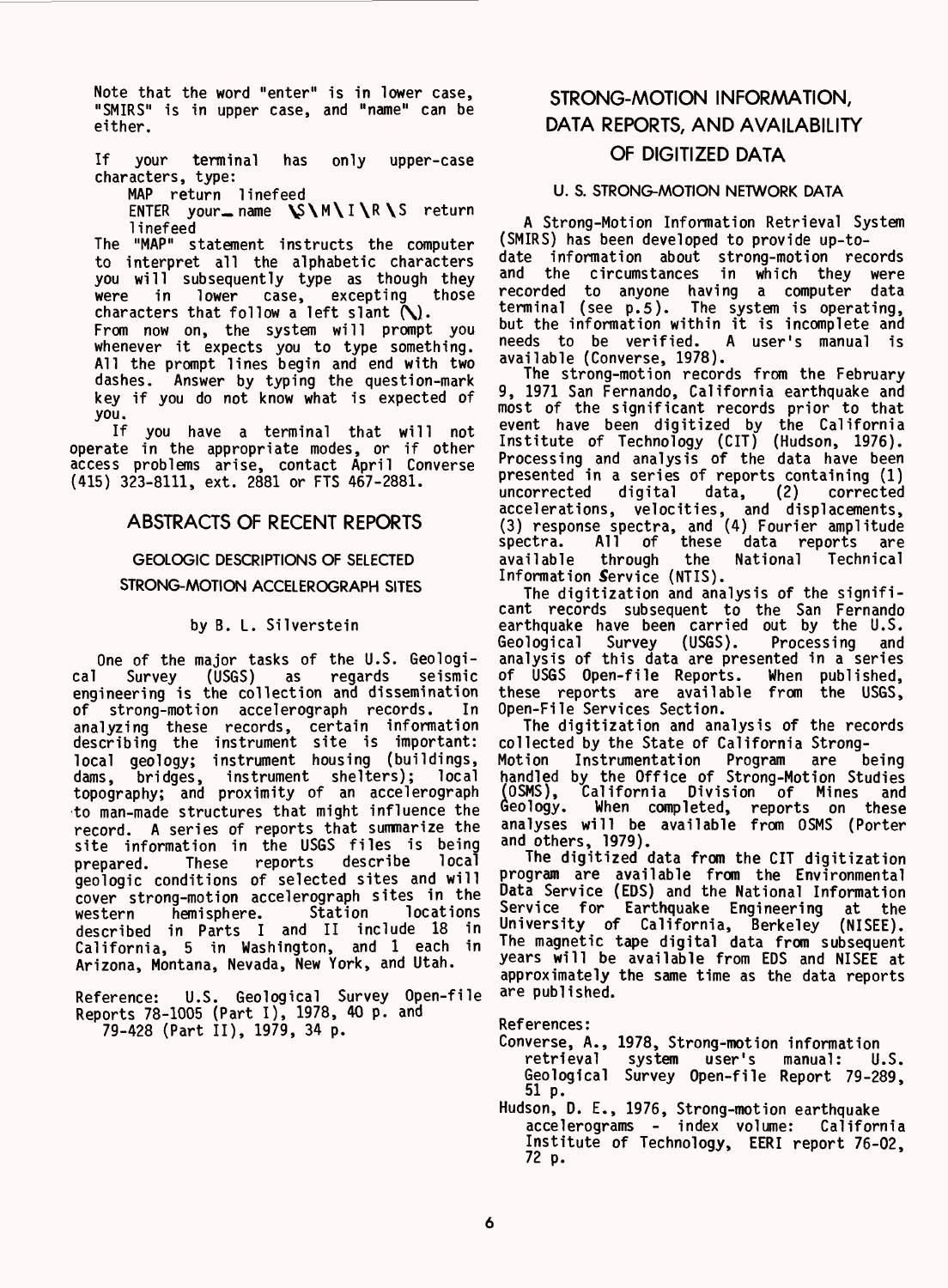Note that the word "enter" is in lower case, "SMIRS" is in upper case, and "name" can be either.

If your terminal has only upper-case characters, type:

```
MAP return linefeed
ENTER your_name \S\M\I\R\S return linefeed
```

The "MAP" statement instructs the computer to interpret all the alphabetic characters you will subsequently type as though they were in lower case, excepting those characters that follow a left slant (\).

From now on, the system will prompt you whenever it expects you to type something. All the prompt lines begin and end with two dashes. Answer by typing the question-mark key if you do not know what is expected of you.

If you have a terminal that will not operate in the appropriate modes, or if other access problems arise, contact April Converse (415) 323-8111, ext. 2881 or FTS 467-2881.

## ABSTRACTS OF RECENT REPORTS

### GEOLOGIC DESCRIPTIONS OF SELECTED STRONG-MOTION ACCELEROGRAPH SITES

by B. L. Silverstein

One of the major tasks of the U.S. Geological Survey (USGS) as regards seismic engineering is the collection and dissemination of strong-motion accelerograph records. In analyzing these records, certain information describing the instrument site is important: local geology; instrument housing (buildings, dams, bridges, instrument shelters); local topography; and proximity of an accelerograph to man-made structures that might influence the record. A series of reports that summarize the site information in the USGS files is being prepared. These reports describe local geologic conditions of selected sites and will cover strong-motion accelerograph sites in the western hemisphere. Station locations described in Parts I and II include 18 in California, 5 in Washington, and 1 each in Arizona, Montana, Nevada, New York, and Utah.

Reference: U.S. Geological Survey Open-file Reports 78-1005 (Part I), 1978, 40 p. and 79-428 (Part II), 1979, 34 p.

## STRONG-MOTION INFORMATION, DATA REPORTS, AND AVAILABILITY OF DIGITIZED DATA

### U. S. STRONG-MOTION NETWORK DATA

A Strong-Motion Information Retrieval System (SMIRS) has been developed to provide up-to-date information about strong-motion records and the circumstances in which they were recorded to anyone having a computer data terminal (see p.5). The system is operating, but the information within it is incomplete and needs to be verified. A user's manual is available (Converse, 1978).

The strong-motion records from the February 9, 1971 San Fernando, California earthquake and most of the significant records prior to that event have been digitized by the California Institute of Technology (CIT) (Hudson, 1976). Processing and analysis of the data have been presented in a series of reports containing (1) uncorrected digital data, (2) corrected accelerations, velocities, and displacements, (3) response spectra, and (4) Fourier amplitude spectra. All of these data reports are available through the National Technical Information Service (NTIS).

The digitization and analysis of the significant records subsequent to the San Fernando earthquake have been carried out by the U.S. Geological Survey (USGS). Processing and analysis of this data are presented in a series of USGS Open-file Reports. When published, these reports are available from the USGS, Open-File Services Section.

The digitization and analysis of the records collected by the State of California Strong-Motion Instrumentation Program are being handled by the Office of Strong-Motion Studies (OSMS), California Division of Mines and Geology. When completed, reports on these analyses will be available from OSMS (Porter and others, 1979).

The digitized data from the CIT digitization program are available from the Environmental Data Service (EDS) and the National Information Service for Earthquake Engineering at the University of California, Berkeley (NISEE). The magnetic tape digital data from subsequent years will be available from EDS and NISEE at approximately the same time as the data reports are published.

References:

Converse, A., 1978, Strong-motion information retrieval system user's manual: U.S. Geological Survey Open-file Report 79-289, 51 p.

Hudson, D. E., 1976, Strong-motion earthquake accelerograms - index volume: California Institute of Technology, EERI report 76-02, 72 p.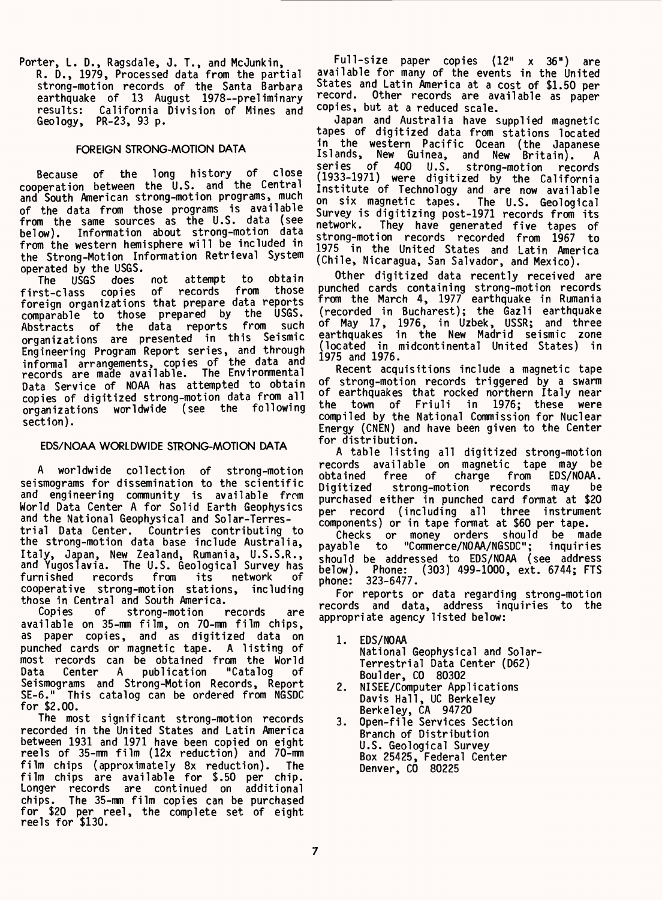Porter, L. D., Ragsdale, J. T., and McJunkin, R. D., 1979, Processed data from the partial strong-motion records of the Santa Barbara earthquake of 13 August 1978--preliminary results: California Division of Mines and Geology, PR-23, 93 p.

## FOREIGN STRONG-MOTION DATA

Because of the long history of close cooperation between the U.S. and the Central and South American strong-motion programs, much of the data from those programs is available from the same sources as the U.S. data (see below). Information about strong-motion data from the western hemisphere will be included in the Strong-Motion Information Retrieval System operated by the USGS.

The USGS does not attempt to obtain first-class copies of records from those foreign organizations that prepare data reports comparable to those prepared by the USGS. Abstracts of the data reports from such organizations are presented in this Seismic Engineering Program Report series, and through informal arrangements, copies of the data and records are made available. The Environmental Data Service of NOAA has attempted to obtain copies of digitized strong-motion data from all organizations worldwide (see the following section).

## EDS/NOAA WORLDWIDE STRONG-MOTION DATA

A worldwide collection of strong-motion seismograms for dissemination to the scientific and engineering community is available from World Data Center A for Solid Earth Geophysics and the National Geophysical and Solar-Terrestrial Data Center. Countries contributing to the strong-motion data base include Australia, Italy, Japan, New Zealand, Rumania, U.S.S.R., and Yugoslavia. The U.S. Geological Survey has furnished records from its network of cooperative strong-motion stations, including those in Central and South America.

Copies of strong-motion records are available on 35-mm film, on 70-mm film chips, as paper copies, and as digitized data on punched cards or magnetic tape. A listing of most records can be obtained from the World Data Center A publication "Catalog of Seismograms and Strong-Motion Records, Report SE-6." This catalog can be ordered from NGSDC for $2.00.

The most significant strong-motion records recorded in the United States and Latin America between 1931 and 1971 have been copied on eight reels of 35-mm film (12x reduction) and 70-mm film chips (approximately 8x reduction). The film chips are available for $.50 per chip. Longer records are continued on additional chips. The 35-mm film copies can be purchased for $20 per reel, the complete set of eight reels for $130.

Full-size paper copies (12" x 36") are available for many of the events in the United States and Latin America at a cost of $1.50 per record. Other records are available as paper copies, but at a reduced scale.

Japan and Australia have supplied magnetic tapes of digitized data from stations located in the western Pacific Ocean (the Japanese Islands, New Guinea, and New Britain). A series of 400 U.S. strong-motion records (1933-1971) were digitized by the California Institute of Technology and are now available on six magnetic tapes. The U.S. Geological Survey is digitizing post-1971 records from its network. They have generated five tapes of strong-motion records recorded from 1967 to 1975 in the United States and Latin America (Chile, Nicaragua, San Salvador, and Mexico).

Other digitized data recently received are punched cards containing strong-motion records from the March 4, 1977 earthquake in Rumania (recorded in Bucharest); the Gazli earthquake of May 17, 1976, in Uzbek, USSR; and three earthquakes in the New Madrid seismic zone (located in midcontinental United States) in 1975 and 1976.

Recent acquisitions include a magnetic tape of strong-motion records triggered by a swarm of earthquakes that rocked northern Italy near the town of Friuli in 1976; these were compiled by the National Commission for Nuclear Energy (CNEN) and have been given to the Center for distribution.

A table listing all digitized strong-motion records available on magnetic tape may be obtained free of charge from EDS/NOAA. Digitized strong-motion records may be purchased either in punched card format at $20 per record (including all three instrument components) or in tape format at $60 per tape.

Checks or money orders should be made payable to "Commerce/NOAA/NGSDC"; inquiries should be addressed to EDS/NOAA (see address below). Phone: (303) 499-1000, ext. 6744; FTS phone: 323-6477.

For reports or data regarding strong-motion records and data, address inquiries to the appropriate agency listed below:

1. EDS/NOAA
   National Geophysical and Solar-Terrestrial Data Center (D62)
   Boulder, CO 80302
2. NISEE/Computer Applications
   Davis Hall, UC Berkeley
   Berkeley, CA 94720
3. Open-file Services Section
   Branch of Distribution
   U.S. Geological Survey
   Box 25425, Federal Center
   Denver, CO 80225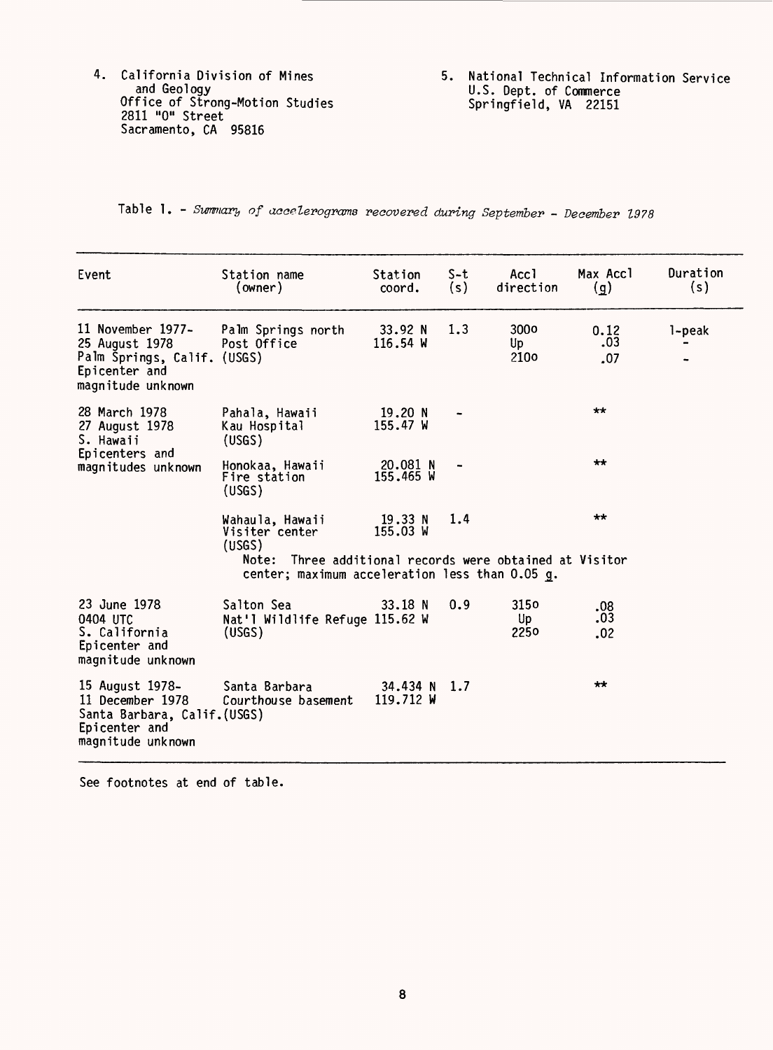4. California Division of Mines and Geology
   Office of Strong-Motion Studies
   2811 "O" Street
   Sacramento, CA 95816

5. National Technical Information Service
   U.S. Dept. of Commerce
   Springfield, VA 22151

Table 1. - *Summary of accelerograms recovered during September - December 1978*

| Event | Station name (owner) | Station coord. | S-t (s) | Accl direction | Max Accl (g) | Duration (s) |
|---|---|---|---|---|---|---|
| 11 November 1977- 25 August 1978 Palm Springs, Calif. Epicenter and magnitude unknown | Palm Springs north Post Office (USGS) | 33.92 N 116.54 W | 1.3 | 300o<br>Up<br>210o | 0.12<br>.03<br>.07 | 1-peak<br>-<br>- |
| 28 March 1978 27 August 1978 S. Hawaii Epicenters and magnitudes unknown | Pahala, Hawaii Kau Hospital (USGS) | 19.20 N 155.47 W | - | | ** | |
| | Honokaa, Hawaii Fire station (USGS) | 20.081 N 155.465 W | - | | ** | |
| | Wahaula, Hawaii Visiter center (USGS) | 19.33 N 155.03 W | 1.4 | | ** | |
| | Note: Three additional records were obtained at Visitor center; maximum acceleration less than 0.05 g. | | | | | |
| 23 June 1978 0404 UTC S. California Epicenter and magnitude unknown | Salton Sea Nat'l Wildlife Refuge (USGS) | 33.18 N 115.62 W | 0.9 | 315o<br>Up<br>225o | .08<br>.03<br>.02 | |
| 15 August 1978- 11 December 1978 Santa Barbara, Calif. Epicenter and magnitude unknown | Santa Barbara Courthouse basement (USGS) | 34.434 N 119.712 W | 1.7 | | ** | |

See footnotes at end of table.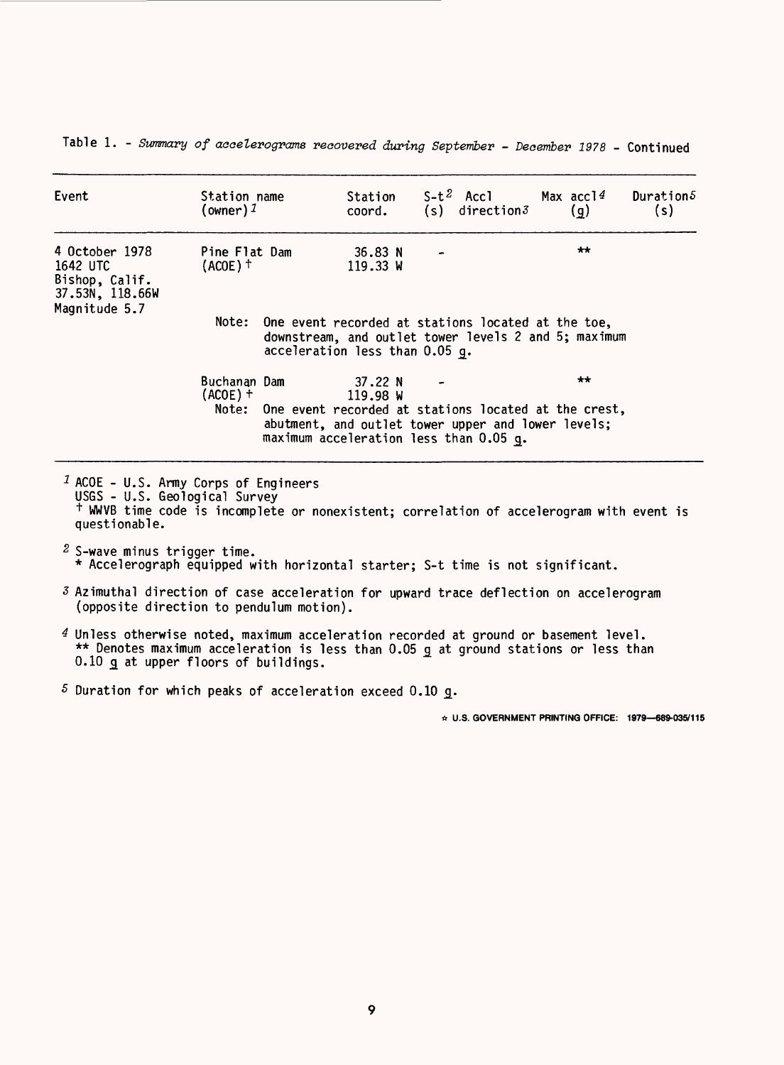Table 1. - *Summary of accelerograms recovered during September - December 1978* - Continued

| Event | Station name (owner)[1] | Station coord. | S-t[2] (s) | Accl direction[3] | Max accl[4] (g) | Duration[5] (s) |
| --- | --- | --- | --- | --- | --- | --- |
| 4 October 1978 1642 UTC Bishop, Calif. 37.53N, 118.66W Magnitude 5.7 | Pine Flat Dam (ACOE) † | 36.83 N 119.33 W | - | | ** | |
| | Note: One event recorded at stations located at the toe, downstream, and outlet tower levels 2 and 5; maximum acceleration less than 0.05 g. | | | | | |
| | Buchanan Dam (ACOE) † | 37.22 N 119.98 W | - | | ** | |
| | Note: One event recorded at stations located at the crest, abutment, and outlet tower upper and lower levels; maximum acceleration less than 0.05 g. | | | | | |

[1] ACOE - U.S. Army Corps of Engineers
USGS - U.S. Geological Survey
† WWVB time code is incomplete or nonexistent; correlation of accelerogram with event is questionable.

[2] S-wave minus trigger time.
* Accelerograph equipped with horizontal starter; S-t time is not significant.

[3] Azimuthal direction of case acceleration for upward trace deflection on accelerogram (opposite direction to pendulum motion).

[4] Unless otherwise noted, maximum acceleration recorded at ground or basement level.
** Denotes maximum acceleration is less than 0.05 g at ground stations or less than 0.10 g at upper floors of buildings.

[5] Duration for which peaks of acceleration exceed 0.10 g.

☆ U.S. GOVERNMENT PRINTING OFFICE: 1979—689-035/115